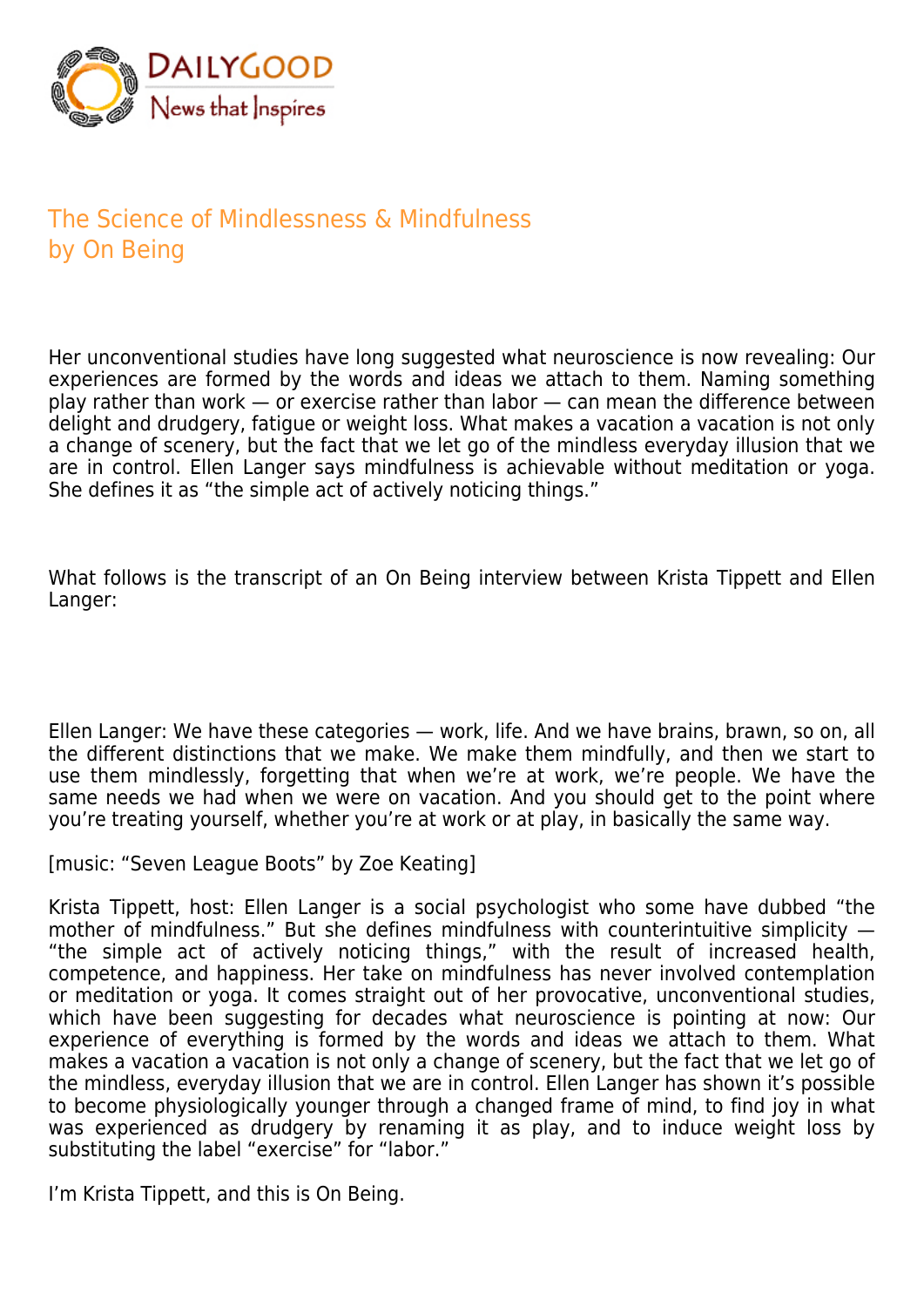DailyGood
News that Inspires

# The Science of Mindlessness & Mindfulness
by On Being

Her unconventional studies have long suggested what neuroscience is now revealing: Our experiences are formed by the words and ideas we attach to them. Naming something play rather than work — or exercise rather than labor — can mean the difference between delight and drudgery, fatigue or weight loss. What makes a vacation a vacation is not only a change of scenery, but the fact that we let go of the mindless everyday illusion that we are in control. Ellen Langer says mindfulness is achievable without meditation or yoga. She defines it as "the simple act of actively noticing things."

What follows is the transcript of an On Being interview between Krista Tippett and Ellen Langer:

Ellen Langer: We have these categories — work, life. And we have brains, brawn, so on, all the different distinctions that we make. We make them mindfully, and then we start to use them mindlessly, forgetting that when we're at work, we're people. We have the same needs we had when we were on vacation. And you should get to the point where you're treating yourself, whether you're at work or at play, in basically the same way.

[music: "Seven League Boots" by Zoe Keating]

Krista Tippett, host: Ellen Langer is a social psychologist who some have dubbed "the mother of mindfulness." But she defines mindfulness with counterintuitive simplicity — "the simple act of actively noticing things," with the result of increased health, competence, and happiness. Her take on mindfulness has never involved contemplation or meditation or yoga. It comes straight out of her provocative, unconventional studies, which have been suggesting for decades what neuroscience is pointing at now: Our experience of everything is formed by the words and ideas we attach to them. What makes a vacation a vacation is not only a change of scenery, but the fact that we let go of the mindless, everyday illusion that we are in control. Ellen Langer has shown it's possible to become physiologically younger through a changed frame of mind, to find joy in what was experienced as drudgery by renaming it as play, and to induce weight loss by substituting the label "exercise" for "labor."

I'm Krista Tippett, and this is On Being.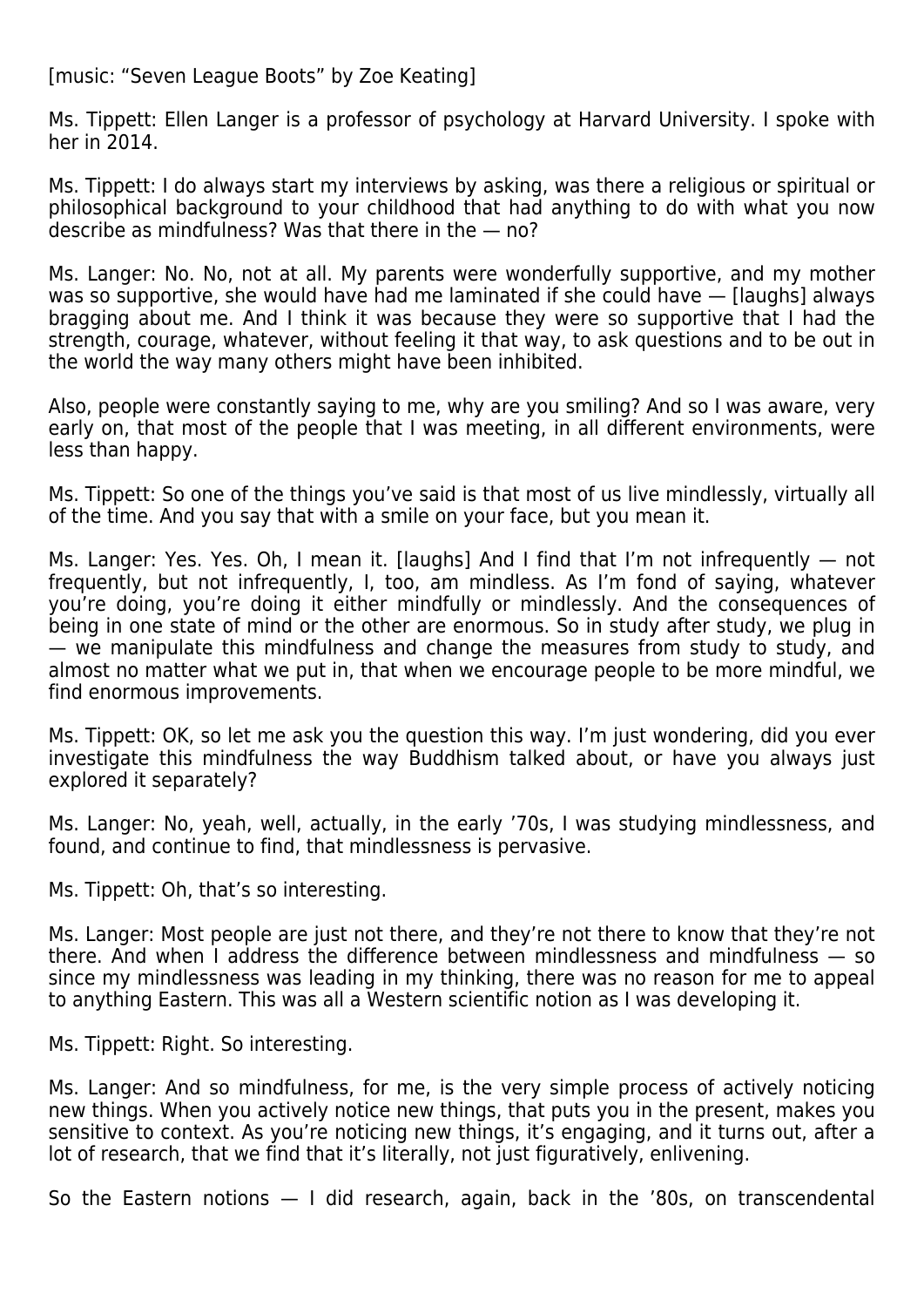[music: “Seven League Boots” by Zoe Keating]

Ms. Tippett: Ellen Langer is a professor of psychology at Harvard University. I spoke with her in 2014.

Ms. Tippett: I do always start my interviews by asking, was there a religious or spiritual or philosophical background to your childhood that had anything to do with what you now describe as mindfulness? Was that there in the — no?

Ms. Langer: No. No, not at all. My parents were wonderfully supportive, and my mother was so supportive, she would have had me laminated if she could have — [laughs] always bragging about me. And I think it was because they were so supportive that I had the strength, courage, whatever, without feeling it that way, to ask questions and to be out in the world the way many others might have been inhibited.

Also, people were constantly saying to me, why are you smiling? And so I was aware, very early on, that most of the people that I was meeting, in all different environments, were less than happy.

Ms. Tippett: So one of the things you’ve said is that most of us live mindlessly, virtually all of the time. And you say that with a smile on your face, but you mean it.

Ms. Langer: Yes. Yes. Oh, I mean it. [laughs] And I find that I’m not infrequently — not frequently, but not infrequently, I, too, am mindless. As I’m fond of saying, whatever you’re doing, you’re doing it either mindfully or mindlessly. And the consequences of being in one state of mind or the other are enormous. So in study after study, we plug in — we manipulate this mindfulness and change the measures from study to study, and almost no matter what we put in, that when we encourage people to be more mindful, we find enormous improvements.

Ms. Tippett: OK, so let me ask you the question this way. I’m just wondering, did you ever investigate this mindfulness the way Buddhism talked about, or have you always just explored it separately?

Ms. Langer: No, yeah, well, actually, in the early ’70s, I was studying mindlessness, and found, and continue to find, that mindlessness is pervasive.

Ms. Tippett: Oh, that’s so interesting.

Ms. Langer: Most people are just not there, and they’re not there to know that they’re not there. And when I address the difference between mindlessness and mindfulness — so since my mindlessness was leading in my thinking, there was no reason for me to appeal to anything Eastern. This was all a Western scientific notion as I was developing it.

Ms. Tippett: Right. So interesting.

Ms. Langer: And so mindfulness, for me, is the very simple process of actively noticing new things. When you actively notice new things, that puts you in the present, makes you sensitive to context. As you’re noticing new things, it’s engaging, and it turns out, after a lot of research, that we find that it’s literally, not just figuratively, enlivening.

So the Eastern notions — I did research, again, back in the ’80s, on transcendental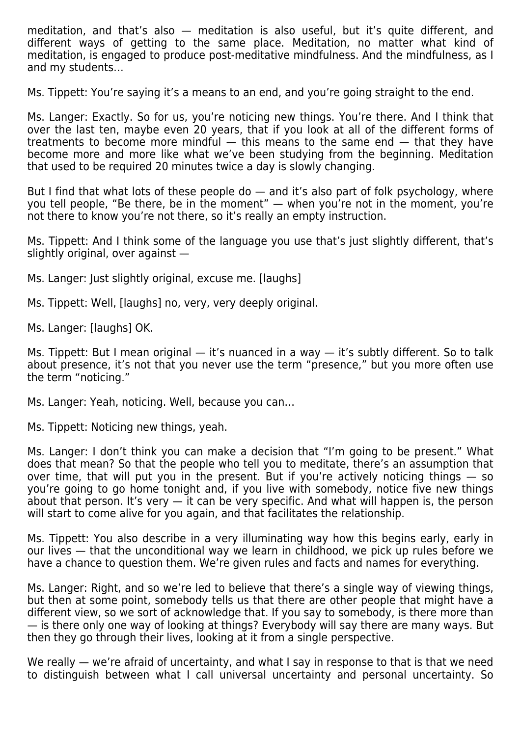meditation, and that's also — meditation is also useful, but it's quite different, and different ways of getting to the same place. Meditation, no matter what kind of meditation, is engaged to produce post-meditative mindfulness. And the mindfulness, as I and my students…

Ms. Tippett: You're saying it's a means to an end, and you're going straight to the end.

Ms. Langer: Exactly. So for us, you're noticing new things. You're there. And I think that over the last ten, maybe even 20 years, that if you look at all of the different forms of treatments to become more mindful — this means to the same end — that they have become more and more like what we've been studying from the beginning. Meditation that used to be required 20 minutes twice a day is slowly changing.

But I find that what lots of these people do — and it's also part of folk psychology, where you tell people, "Be there, be in the moment" — when you're not in the moment, you're not there to know you're not there, so it's really an empty instruction.

Ms. Tippett: And I think some of the language you use that's just slightly different, that's slightly original, over against —

Ms. Langer: Just slightly original, excuse me. [laughs]

Ms. Tippett: Well, [laughs] no, very, very deeply original.

Ms. Langer: [laughs] OK.

Ms. Tippett: But I mean original — it's nuanced in a way — it's subtly different. So to talk about presence, it's not that you never use the term "presence," but you more often use the term "noticing."

Ms. Langer: Yeah, noticing. Well, because you can…

Ms. Tippett: Noticing new things, yeah.

Ms. Langer: I don't think you can make a decision that "I'm going to be present." What does that mean? So that the people who tell you to meditate, there's an assumption that over time, that will put you in the present. But if you're actively noticing things — so you're going to go home tonight and, if you live with somebody, notice five new things about that person. It's very — it can be very specific. And what will happen is, the person will start to come alive for you again, and that facilitates the relationship.

Ms. Tippett: You also describe in a very illuminating way how this begins early, early in our lives — that the unconditional way we learn in childhood, we pick up rules before we have a chance to question them. We're given rules and facts and names for everything.

Ms. Langer: Right, and so we're led to believe that there's a single way of viewing things, but then at some point, somebody tells us that there are other people that might have a different view, so we sort of acknowledge that. If you say to somebody, is there more than — is there only one way of looking at things? Everybody will say there are many ways. But then they go through their lives, looking at it from a single perspective.

We really — we're afraid of uncertainty, and what I say in response to that is that we need to distinguish between what I call universal uncertainty and personal uncertainty. So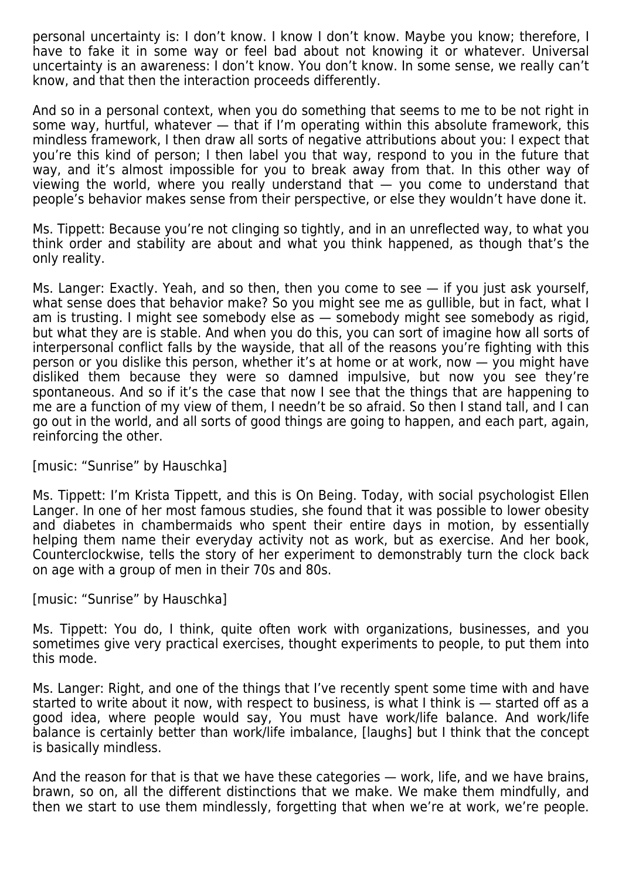personal uncertainty is: I don't know. I know I don't know. Maybe you know; therefore, I have to fake it in some way or feel bad about not knowing it or whatever. Universal uncertainty is an awareness: I don't know. You don't know. In some sense, we really can't know, and that then the interaction proceeds differently.

And so in a personal context, when you do something that seems to me to be not right in some way, hurtful, whatever — that if I'm operating within this absolute framework, this mindless framework, I then draw all sorts of negative attributions about you: I expect that you're this kind of person; I then label you that way, respond to you in the future that way, and it's almost impossible for you to break away from that. In this other way of viewing the world, where you really understand that — you come to understand that people's behavior makes sense from their perspective, or else they wouldn't have done it.

Ms. Tippett: Because you're not clinging so tightly, and in an unreflected way, to what you think order and stability are about and what you think happened, as though that's the only reality.

Ms. Langer: Exactly. Yeah, and so then, then you come to see — if you just ask yourself, what sense does that behavior make? So you might see me as gullible, but in fact, what I am is trusting. I might see somebody else as — somebody might see somebody as rigid, but what they are is stable. And when you do this, you can sort of imagine how all sorts of interpersonal conflict falls by the wayside, that all of the reasons you're fighting with this person or you dislike this person, whether it's at home or at work, now — you might have disliked them because they were so damned impulsive, but now you see they're spontaneous. And so if it's the case that now I see that the things that are happening to me are a function of my view of them, I needn't be so afraid. So then I stand tall, and I can go out in the world, and all sorts of good things are going to happen, and each part, again, reinforcing the other.

[music: "Sunrise" by Hauschka]

Ms. Tippett: I'm Krista Tippett, and this is On Being. Today, with social psychologist Ellen Langer. In one of her most famous studies, she found that it was possible to lower obesity and diabetes in chambermaids who spent their entire days in motion, by essentially helping them name their everyday activity not as work, but as exercise. And her book, Counterclockwise, tells the story of her experiment to demonstrably turn the clock back on age with a group of men in their 70s and 80s.

[music: "Sunrise" by Hauschka]

Ms. Tippett: You do, I think, quite often work with organizations, businesses, and you sometimes give very practical exercises, thought experiments to people, to put them into this mode.

Ms. Langer: Right, and one of the things that I've recently spent some time with and have started to write about it now, with respect to business, is what I think is — started off as a good idea, where people would say, You must have work/life balance. And work/life balance is certainly better than work/life imbalance, [laughs] but I think that the concept is basically mindless.

And the reason for that is that we have these categories — work, life, and we have brains, brawn, so on, all the different distinctions that we make. We make them mindfully, and then we start to use them mindlessly, forgetting that when we're at work, we're people.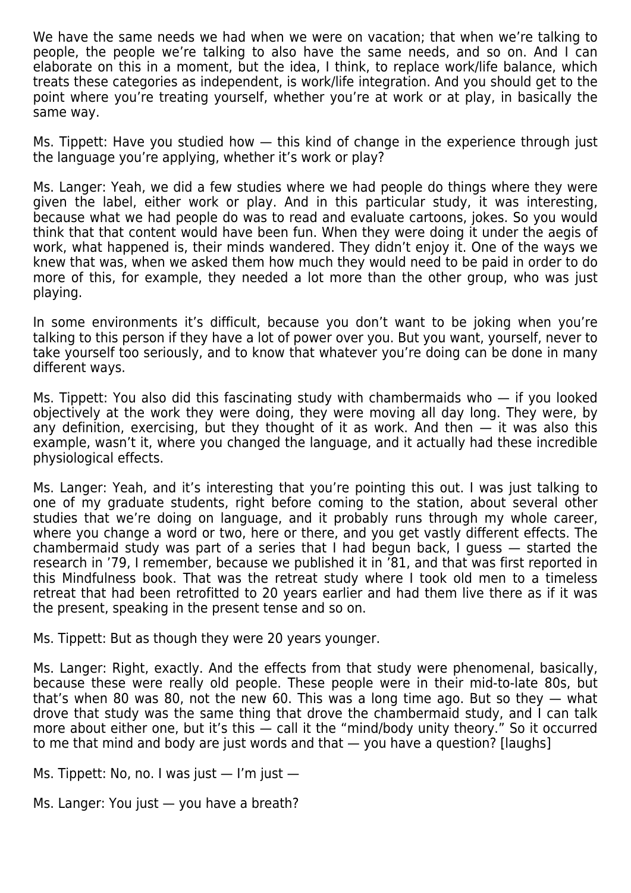We have the same needs we had when we were on vacation; that when we're talking to people, the people we're talking to also have the same needs, and so on. And I can elaborate on this in a moment, but the idea, I think, to replace work/life balance, which treats these categories as independent, is work/life integration. And you should get to the point where you're treating yourself, whether you're at work or at play, in basically the same way.

Ms. Tippett: Have you studied how — this kind of change in the experience through just the language you're applying, whether it's work or play?

Ms. Langer: Yeah, we did a few studies where we had people do things where they were given the label, either work or play. And in this particular study, it was interesting, because what we had people do was to read and evaluate cartoons, jokes. So you would think that that content would have been fun. When they were doing it under the aegis of work, what happened is, their minds wandered. They didn't enjoy it. One of the ways we knew that was, when we asked them how much they would need to be paid in order to do more of this, for example, they needed a lot more than the other group, who was just playing.

In some environments it's difficult, because you don't want to be joking when you're talking to this person if they have a lot of power over you. But you want, yourself, never to take yourself too seriously, and to know that whatever you're doing can be done in many different ways.

Ms. Tippett: You also did this fascinating study with chambermaids who — if you looked objectively at the work they were doing, they were moving all day long. They were, by any definition, exercising, but they thought of it as work. And then — it was also this example, wasn't it, where you changed the language, and it actually had these incredible physiological effects.

Ms. Langer: Yeah, and it's interesting that you're pointing this out. I was just talking to one of my graduate students, right before coming to the station, about several other studies that we're doing on language, and it probably runs through my whole career, where you change a word or two, here or there, and you get vastly different effects. The chambermaid study was part of a series that I had begun back, I guess — started the research in '79, I remember, because we published it in '81, and that was first reported in this Mindfulness book. That was the retreat study where I took old men to a timeless retreat that had been retrofitted to 20 years earlier and had them live there as if it was the present, speaking in the present tense and so on.

Ms. Tippett: But as though they were 20 years younger.

Ms. Langer: Right, exactly. And the effects from that study were phenomenal, basically, because these were really old people. These people were in their mid-to-late 80s, but that's when 80 was 80, not the new 60. This was a long time ago. But so they — what drove that study was the same thing that drove the chambermaid study, and I can talk more about either one, but it's this — call it the "mind/body unity theory." So it occurred to me that mind and body are just words and that — you have a question? [laughs]

Ms. Tippett: No, no. I was just — I'm just —

Ms. Langer: You just — you have a breath?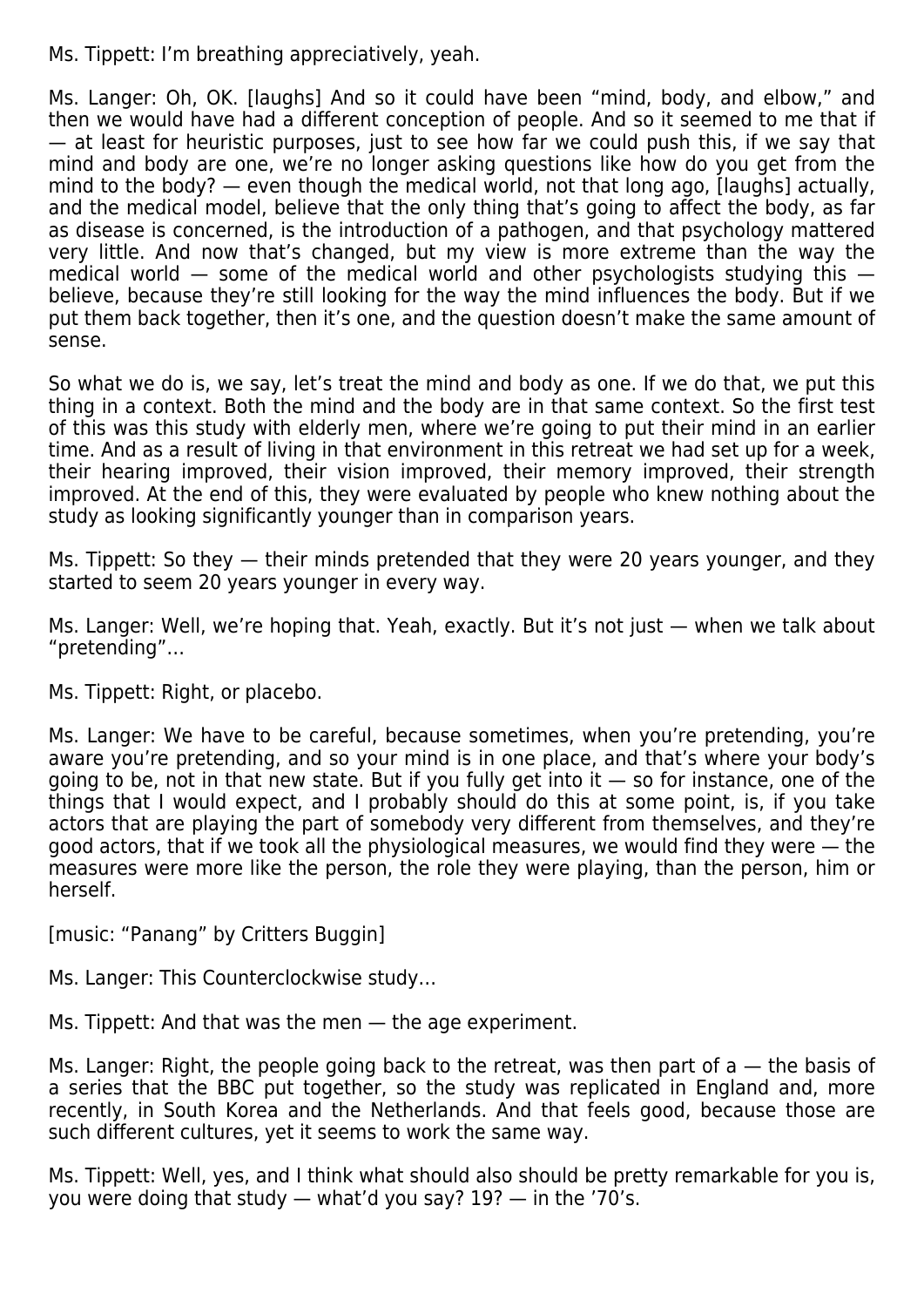Ms. Tippett: I’m breathing appreciatively, yeah.

Ms. Langer: Oh, OK. [laughs] And so it could have been “mind, body, and elbow,” and then we would have had a different conception of people. And so it seemed to me that if — at least for heuristic purposes, just to see how far we could push this, if we say that mind and body are one, we’re no longer asking questions like how do you get from the mind to the body? — even though the medical world, not that long ago, [laughs] actually, and the medical model, believe that the only thing that’s going to affect the body, as far as disease is concerned, is the introduction of a pathogen, and that psychology mattered very little. And now that’s changed, but my view is more extreme than the way the medical world — some of the medical world and other psychologists studying this — believe, because they’re still looking for the way the mind influences the body. But if we put them back together, then it’s one, and the question doesn’t make the same amount of sense.

So what we do is, we say, let’s treat the mind and body as one. If we do that, we put this thing in a context. Both the mind and the body are in that same context. So the first test of this was this study with elderly men, where we’re going to put their mind in an earlier time. And as a result of living in that environment in this retreat we had set up for a week, their hearing improved, their vision improved, their memory improved, their strength improved. At the end of this, they were evaluated by people who knew nothing about the study as looking significantly younger than in comparison years.

Ms. Tippett: So they — their minds pretended that they were 20 years younger, and they started to seem 20 years younger in every way.

Ms. Langer: Well, we’re hoping that. Yeah, exactly. But it’s not just — when we talk about “pretending”…

Ms. Tippett: Right, or placebo.

Ms. Langer: We have to be careful, because sometimes, when you’re pretending, you’re aware you’re pretending, and so your mind is in one place, and that’s where your body’s going to be, not in that new state. But if you fully get into it — so for instance, one of the things that I would expect, and I probably should do this at some point, is, if you take actors that are playing the part of somebody very different from themselves, and they’re good actors, that if we took all the physiological measures, we would find they were — the measures were more like the person, the role they were playing, than the person, him or herself.

[music: “Panang” by Critters Buggin]

Ms. Langer: This Counterclockwise study…

Ms. Tippett: And that was the men — the age experiment.

Ms. Langer: Right, the people going back to the retreat, was then part of a — the basis of a series that the BBC put together, so the study was replicated in England and, more recently, in South Korea and the Netherlands. And that feels good, because those are such different cultures, yet it seems to work the same way.

Ms. Tippett: Well, yes, and I think what should also should be pretty remarkable for you is, you were doing that study — what’d you say? 19? — in the ’70’s.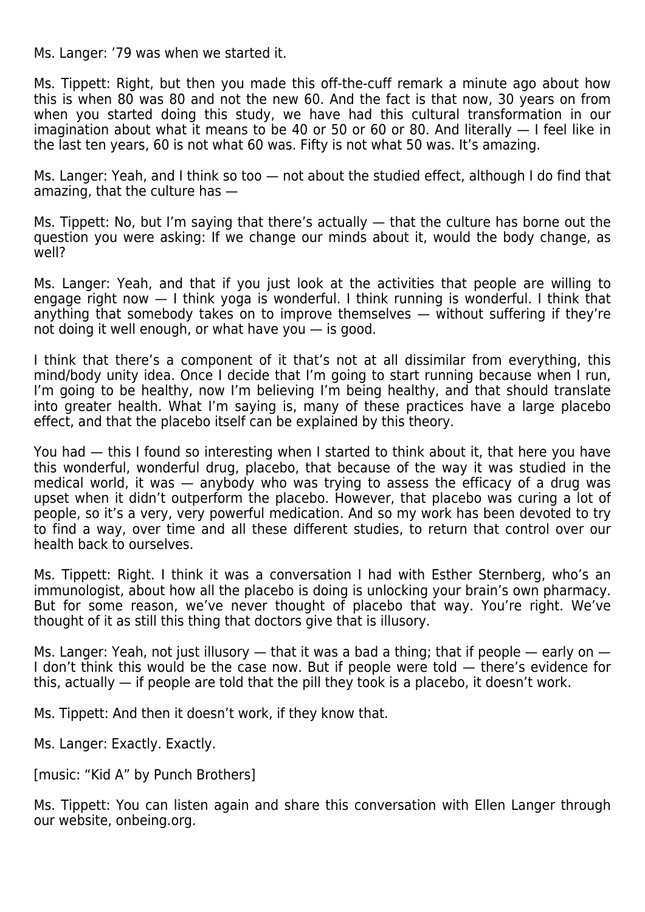Ms. Langer: ’79 was when we started it.

Ms. Tippett: Right, but then you made this off-the-cuff remark a minute ago about how this is when 80 was 80 and not the new 60. And the fact is that now, 30 years on from when you started doing this study, we have had this cultural transformation in our imagination about what it means to be 40 or 50 or 60 or 80. And literally — I feel like in the last ten years, 60 is not what 60 was. Fifty is not what 50 was. It’s amazing.

Ms. Langer: Yeah, and I think so too — not about the studied effect, although I do find that amazing, that the culture has —

Ms. Tippett: No, but I’m saying that there’s actually — that the culture has borne out the question you were asking: If we change our minds about it, would the body change, as well?

Ms. Langer: Yeah, and that if you just look at the activities that people are willing to engage right now — I think yoga is wonderful. I think running is wonderful. I think that anything that somebody takes on to improve themselves — without suffering if they’re not doing it well enough, or what have you — is good.

I think that there’s a component of it that’s not at all dissimilar from everything, this mind/body unity idea. Once I decide that I’m going to start running because when I run, I’m going to be healthy, now I’m believing I’m being healthy, and that should translate into greater health. What I’m saying is, many of these practices have a large placebo effect, and that the placebo itself can be explained by this theory.

You had — this I found so interesting when I started to think about it, that here you have this wonderful, wonderful drug, placebo, that because of the way it was studied in the medical world, it was — anybody who was trying to assess the efficacy of a drug was upset when it didn’t outperform the placebo. However, that placebo was curing a lot of people, so it’s a very, very powerful medication. And so my work has been devoted to try to find a way, over time and all these different studies, to return that control over our health back to ourselves.

Ms. Tippett: Right. I think it was a conversation I had with Esther Sternberg, who’s an immunologist, about how all the placebo is doing is unlocking your brain’s own pharmacy. But for some reason, we’ve never thought of placebo that way. You’re right. We’ve thought of it as still this thing that doctors give that is illusory.

Ms. Langer: Yeah, not just illusory — that it was a bad a thing; that if people — early on — I don’t think this would be the case now. But if people were told — there’s evidence for this, actually — if people are told that the pill they took is a placebo, it doesn’t work.

Ms. Tippett: And then it doesn’t work, if they know that.

Ms. Langer: Exactly. Exactly.

[music: “Kid A” by Punch Brothers]

Ms. Tippett: You can listen again and share this conversation with Ellen Langer through our website, onbeing.org.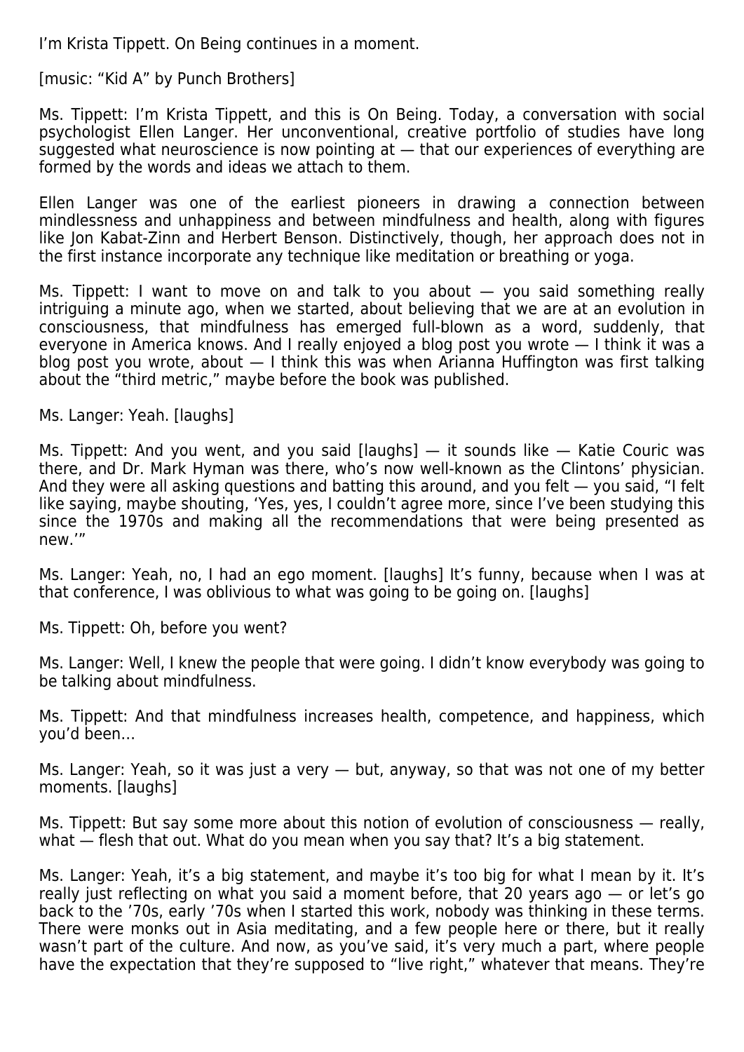I'm Krista Tippett. On Being continues in a moment.

[music: "Kid A" by Punch Brothers]

Ms. Tippett: I'm Krista Tippett, and this is On Being. Today, a conversation with social psychologist Ellen Langer. Her unconventional, creative portfolio of studies have long suggested what neuroscience is now pointing at — that our experiences of everything are formed by the words and ideas we attach to them.

Ellen Langer was one of the earliest pioneers in drawing a connection between mindlessness and unhappiness and between mindfulness and health, along with figures like Jon Kabat-Zinn and Herbert Benson. Distinctively, though, her approach does not in the first instance incorporate any technique like meditation or breathing or yoga.

Ms. Tippett: I want to move on and talk to you about — you said something really intriguing a minute ago, when we started, about believing that we are at an evolution in consciousness, that mindfulness has emerged full-blown as a word, suddenly, that everyone in America knows. And I really enjoyed a blog post you wrote — I think it was a blog post you wrote, about — I think this was when Arianna Huffington was first talking about the "third metric," maybe before the book was published.

Ms. Langer: Yeah. [laughs]

Ms. Tippett: And you went, and you said [laughs] — it sounds like — Katie Couric was there, and Dr. Mark Hyman was there, who's now well-known as the Clintons' physician. And they were all asking questions and batting this around, and you felt — you said, "I felt like saying, maybe shouting, 'Yes, yes, I couldn't agree more, since I've been studying this since the 1970s and making all the recommendations that were being presented as new.'"

Ms. Langer: Yeah, no, I had an ego moment. [laughs] It's funny, because when I was at that conference, I was oblivious to what was going to be going on. [laughs]

Ms. Tippett: Oh, before you went?

Ms. Langer: Well, I knew the people that were going. I didn't know everybody was going to be talking about mindfulness.

Ms. Tippett: And that mindfulness increases health, competence, and happiness, which you'd been…

Ms. Langer: Yeah, so it was just a very — but, anyway, so that was not one of my better moments. [laughs]

Ms. Tippett: But say some more about this notion of evolution of consciousness — really, what — flesh that out. What do you mean when you say that? It's a big statement.

Ms. Langer: Yeah, it's a big statement, and maybe it's too big for what I mean by it. It's really just reflecting on what you said a moment before, that 20 years ago — or let's go back to the '70s, early '70s when I started this work, nobody was thinking in these terms. There were monks out in Asia meditating, and a few people here or there, but it really wasn't part of the culture. And now, as you've said, it's very much a part, where people have the expectation that they're supposed to "live right," whatever that means. They're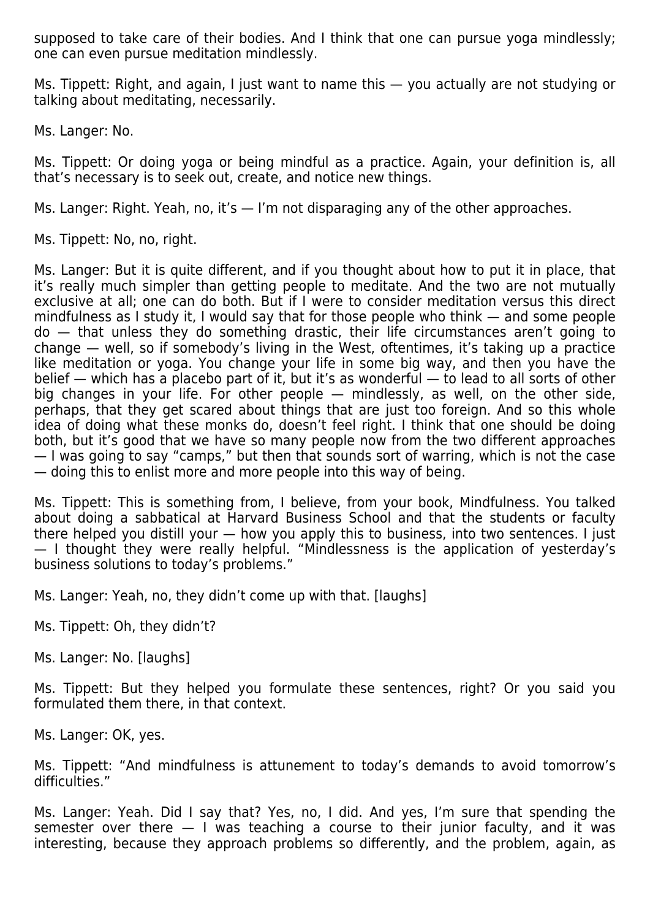supposed to take care of their bodies. And I think that one can pursue yoga mindlessly; one can even pursue meditation mindlessly.

Ms. Tippett: Right, and again, I just want to name this — you actually are not studying or talking about meditating, necessarily.

Ms. Langer: No.

Ms. Tippett: Or doing yoga or being mindful as a practice. Again, your definition is, all that's necessary is to seek out, create, and notice new things.

Ms. Langer: Right. Yeah, no, it's — I'm not disparaging any of the other approaches.

Ms. Tippett: No, no, right.

Ms. Langer: But it is quite different, and if you thought about how to put it in place, that it's really much simpler than getting people to meditate. And the two are not mutually exclusive at all; one can do both. But if I were to consider meditation versus this direct mindfulness as I study it, I would say that for those people who think — and some people do — that unless they do something drastic, their life circumstances aren't going to change — well, so if somebody's living in the West, oftentimes, it's taking up a practice like meditation or yoga. You change your life in some big way, and then you have the belief — which has a placebo part of it, but it's as wonderful — to lead to all sorts of other big changes in your life. For other people — mindlessly, as well, on the other side, perhaps, that they get scared about things that are just too foreign. And so this whole idea of doing what these monks do, doesn't feel right. I think that one should be doing both, but it's good that we have so many people now from the two different approaches — I was going to say "camps," but then that sounds sort of warring, which is not the case — doing this to enlist more and more people into this way of being.

Ms. Tippett: This is something from, I believe, from your book, Mindfulness. You talked about doing a sabbatical at Harvard Business School and that the students or faculty there helped you distill your — how you apply this to business, into two sentences. I just — I thought they were really helpful. "Mindlessness is the application of yesterday's business solutions to today's problems."

Ms. Langer: Yeah, no, they didn't come up with that. [laughs]

Ms. Tippett: Oh, they didn't?

Ms. Langer: No. [laughs]

Ms. Tippett: But they helped you formulate these sentences, right? Or you said you formulated them there, in that context.

Ms. Langer: OK, yes.

Ms. Tippett: "And mindfulness is attunement to today's demands to avoid tomorrow's difficulties."

Ms. Langer: Yeah. Did I say that? Yes, no, I did. And yes, I'm sure that spending the semester over there — I was teaching a course to their junior faculty, and it was interesting, because they approach problems so differently, and the problem, again, as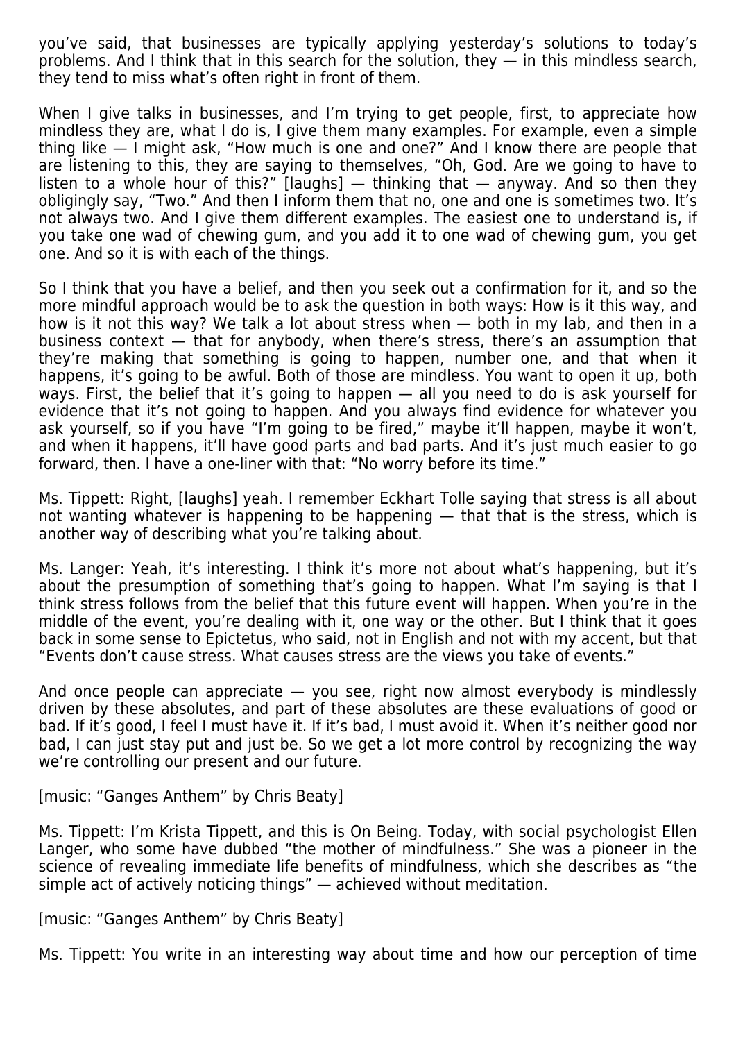you've said, that businesses are typically applying yesterday's solutions to today's problems. And I think that in this search for the solution, they — in this mindless search, they tend to miss what's often right in front of them.

When I give talks in businesses, and I'm trying to get people, first, to appreciate how mindless they are, what I do is, I give them many examples. For example, even a simple thing like — I might ask, "How much is one and one?" And I know there are people that are listening to this, they are saying to themselves, "Oh, God. Are we going to have to listen to a whole hour of this?" [laughs] — thinking that — anyway. And so then they obligingly say, "Two." And then I inform them that no, one and one is sometimes two. It's not always two. And I give them different examples. The easiest one to understand is, if you take one wad of chewing gum, and you add it to one wad of chewing gum, you get one. And so it is with each of the things.

So I think that you have a belief, and then you seek out a confirmation for it, and so the more mindful approach would be to ask the question in both ways: How is it this way, and how is it not this way? We talk a lot about stress when — both in my lab, and then in a business context — that for anybody, when there's stress, there's an assumption that they're making that something is going to happen, number one, and that when it happens, it's going to be awful. Both of those are mindless. You want to open it up, both ways. First, the belief that it's going to happen — all you need to do is ask yourself for evidence that it's not going to happen. And you always find evidence for whatever you ask yourself, so if you have "I'm going to be fired," maybe it'll happen, maybe it won't, and when it happens, it'll have good parts and bad parts. And it's just much easier to go forward, then. I have a one-liner with that: "No worry before its time."

Ms. Tippett: Right, [laughs] yeah. I remember Eckhart Tolle saying that stress is all about not wanting whatever is happening to be happening — that that is the stress, which is another way of describing what you're talking about.

Ms. Langer: Yeah, it's interesting. I think it's more not about what's happening, but it's about the presumption of something that's going to happen. What I'm saying is that I think stress follows from the belief that this future event will happen. When you're in the middle of the event, you're dealing with it, one way or the other. But I think that it goes back in some sense to Epictetus, who said, not in English and not with my accent, but that "Events don't cause stress. What causes stress are the views you take of events."

And once people can appreciate — you see, right now almost everybody is mindlessly driven by these absolutes, and part of these absolutes are these evaluations of good or bad. If it's good, I feel I must have it. If it's bad, I must avoid it. When it's neither good nor bad, I can just stay put and just be. So we get a lot more control by recognizing the way we're controlling our present and our future.

[music: "Ganges Anthem" by Chris Beaty]

Ms. Tippett: I'm Krista Tippett, and this is On Being. Today, with social psychologist Ellen Langer, who some have dubbed "the mother of mindfulness." She was a pioneer in the science of revealing immediate life benefits of mindfulness, which she describes as "the simple act of actively noticing things" — achieved without meditation.

[music: "Ganges Anthem" by Chris Beaty]

Ms. Tippett: You write in an interesting way about time and how our perception of time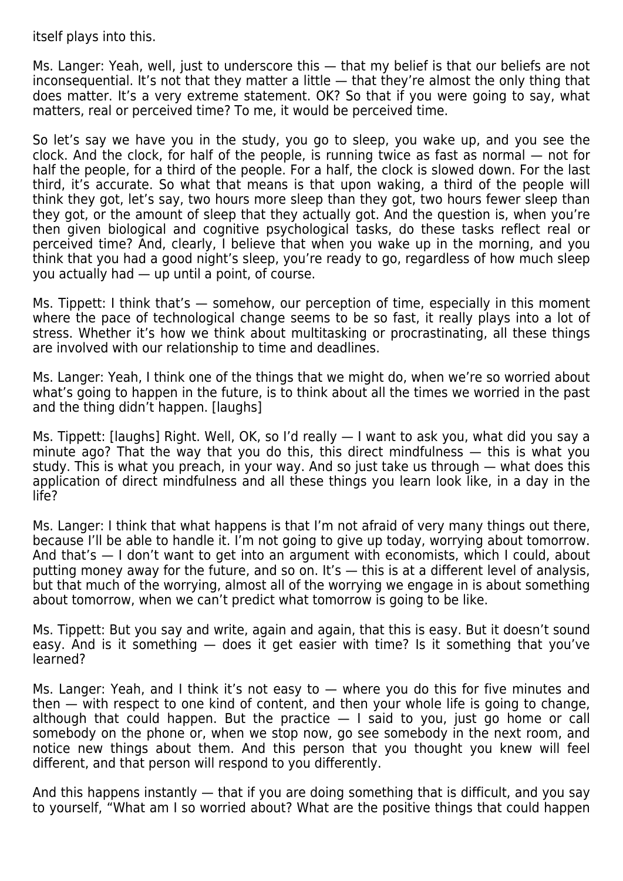itself plays into this.

Ms. Langer: Yeah, well, just to underscore this — that my belief is that our beliefs are not inconsequential. It's not that they matter a little — that they're almost the only thing that does matter. It's a very extreme statement. OK? So that if you were going to say, what matters, real or perceived time? To me, it would be perceived time.

So let's say we have you in the study, you go to sleep, you wake up, and you see the clock. And the clock, for half of the people, is running twice as fast as normal — not for half the people, for a third of the people. For a half, the clock is slowed down. For the last third, it's accurate. So what that means is that upon waking, a third of the people will think they got, let's say, two hours more sleep than they got, two hours fewer sleep than they got, or the amount of sleep that they actually got. And the question is, when you're then given biological and cognitive psychological tasks, do these tasks reflect real or perceived time? And, clearly, I believe that when you wake up in the morning, and you think that you had a good night's sleep, you're ready to go, regardless of how much sleep you actually had — up until a point, of course.

Ms. Tippett: I think that's — somehow, our perception of time, especially in this moment where the pace of technological change seems to be so fast, it really plays into a lot of stress. Whether it's how we think about multitasking or procrastinating, all these things are involved with our relationship to time and deadlines.

Ms. Langer: Yeah, I think one of the things that we might do, when we're so worried about what's going to happen in the future, is to think about all the times we worried in the past and the thing didn't happen. [laughs]

Ms. Tippett: [laughs] Right. Well, OK, so I'd really — I want to ask you, what did you say a minute ago? That the way that you do this, this direct mindfulness — this is what you study. This is what you preach, in your way. And so just take us through — what does this application of direct mindfulness and all these things you learn look like, in a day in the life?

Ms. Langer: I think that what happens is that I'm not afraid of very many things out there, because I'll be able to handle it. I'm not going to give up today, worrying about tomorrow. And that's — I don't want to get into an argument with economists, which I could, about putting money away for the future, and so on. It's — this is at a different level of analysis, but that much of the worrying, almost all of the worrying we engage in is about something about tomorrow, when we can't predict what tomorrow is going to be like.

Ms. Tippett: But you say and write, again and again, that this is easy. But it doesn't sound easy. And is it something — does it get easier with time? Is it something that you've learned?

Ms. Langer: Yeah, and I think it's not easy to — where you do this for five minutes and then — with respect to one kind of content, and then your whole life is going to change, although that could happen. But the practice — I said to you, just go home or call somebody on the phone or, when we stop now, go see somebody in the next room, and notice new things about them. And this person that you thought you knew will feel different, and that person will respond to you differently.

And this happens instantly — that if you are doing something that is difficult, and you say to yourself, "What am I so worried about? What are the positive things that could happen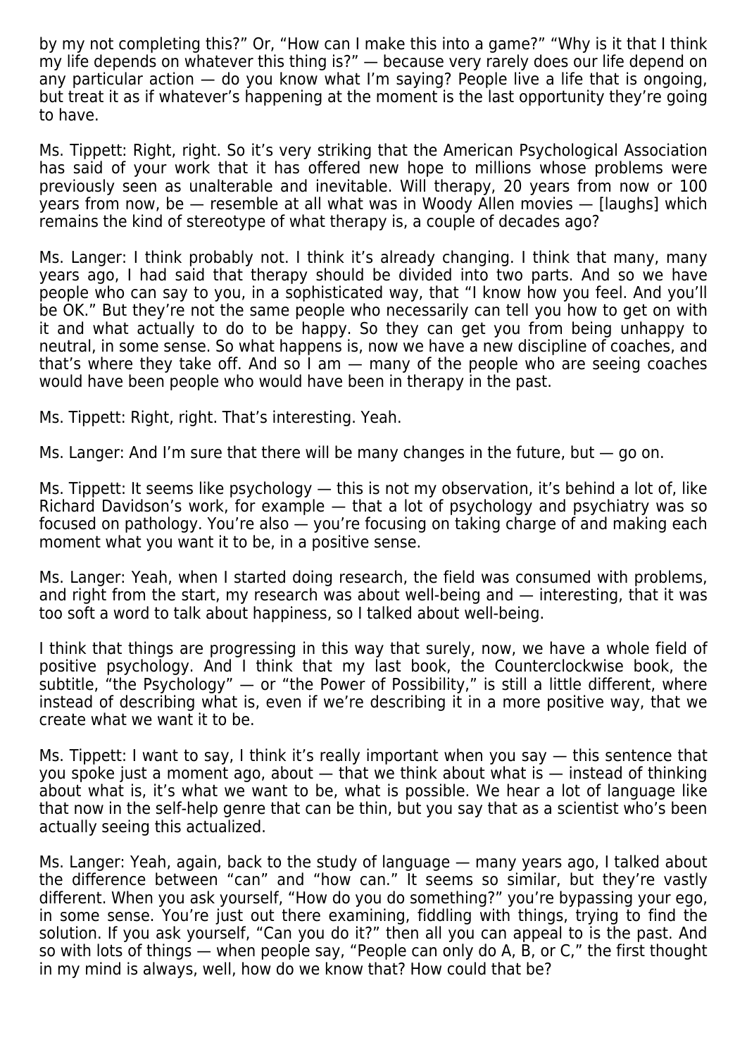by my not completing this?" Or, "How can I make this into a game?" "Why is it that I think my life depends on whatever this thing is?" — because very rarely does our life depend on any particular action — do you know what I'm saying? People live a life that is ongoing, but treat it as if whatever's happening at the moment is the last opportunity they're going to have.

Ms. Tippett: Right, right. So it's very striking that the American Psychological Association has said of your work that it has offered new hope to millions whose problems were previously seen as unalterable and inevitable. Will therapy, 20 years from now or 100 years from now, be — resemble at all what was in Woody Allen movies — [laughs] which remains the kind of stereotype of what therapy is, a couple of decades ago?

Ms. Langer: I think probably not. I think it's already changing. I think that many, many years ago, I had said that therapy should be divided into two parts. And so we have people who can say to you, in a sophisticated way, that "I know how you feel. And you'll be OK." But they're not the same people who necessarily can tell you how to get on with it and what actually to do to be happy. So they can get you from being unhappy to neutral, in some sense. So what happens is, now we have a new discipline of coaches, and that's where they take off. And so I am — many of the people who are seeing coaches would have been people who would have been in therapy in the past.

Ms. Tippett: Right, right. That's interesting. Yeah.

Ms. Langer: And I'm sure that there will be many changes in the future, but — go on.

Ms. Tippett: It seems like psychology — this is not my observation, it's behind a lot of, like Richard Davidson's work, for example — that a lot of psychology and psychiatry was so focused on pathology. You're also — you're focusing on taking charge of and making each moment what you want it to be, in a positive sense.

Ms. Langer: Yeah, when I started doing research, the field was consumed with problems, and right from the start, my research was about well-being and — interesting, that it was too soft a word to talk about happiness, so I talked about well-being.

I think that things are progressing in this way that surely, now, we have a whole field of positive psychology. And I think that my last book, the Counterclockwise book, the subtitle, "the Psychology" — or "the Power of Possibility," is still a little different, where instead of describing what is, even if we're describing it in a more positive way, that we create what we want it to be.

Ms. Tippett: I want to say, I think it's really important when you say — this sentence that you spoke just a moment ago, about — that we think about what is — instead of thinking about what is, it's what we want to be, what is possible. We hear a lot of language like that now in the self-help genre that can be thin, but you say that as a scientist who's been actually seeing this actualized.

Ms. Langer: Yeah, again, back to the study of language — many years ago, I talked about the difference between "can" and "how can." It seems so similar, but they're vastly different. When you ask yourself, "How do you do something?" you're bypassing your ego, in some sense. You're just out there examining, fiddling with things, trying to find the solution. If you ask yourself, "Can you do it?" then all you can appeal to is the past. And so with lots of things — when people say, "People can only do A, B, or C," the first thought in my mind is always, well, how do we know that? How could that be?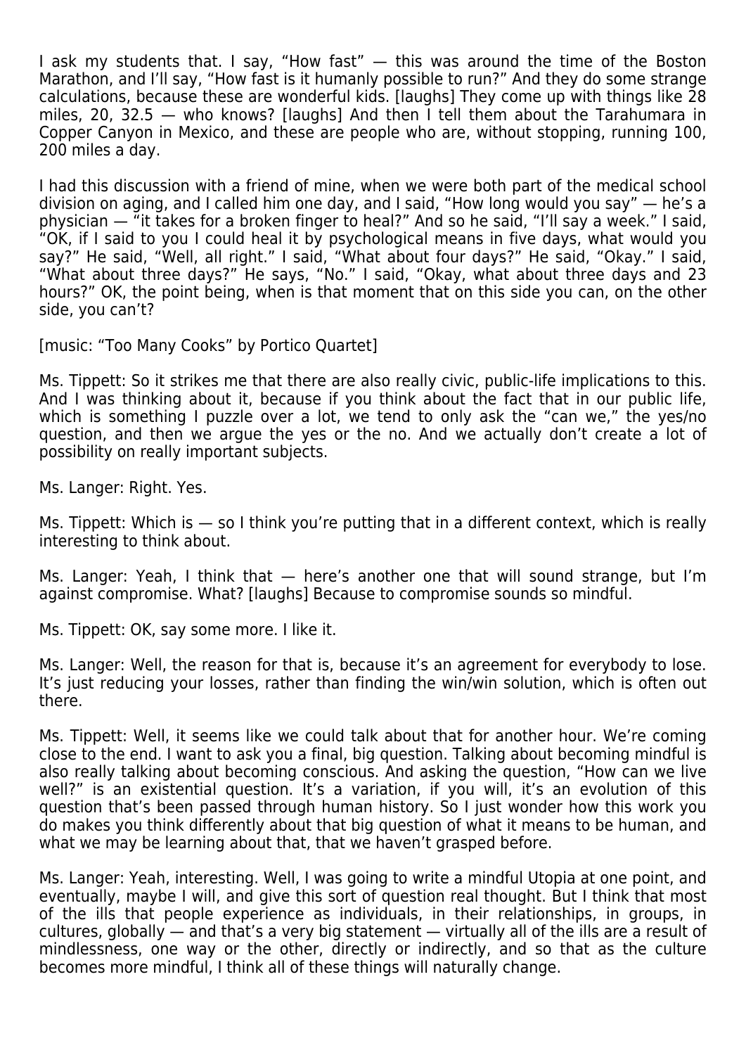I ask my students that. I say, "How fast" — this was around the time of the Boston Marathon, and I'll say, "How fast is it humanly possible to run?" And they do some strange calculations, because these are wonderful kids. [laughs] They come up with things like 28 miles, 20, 32.5 — who knows? [laughs] And then I tell them about the Tarahumara in Copper Canyon in Mexico, and these are people who are, without stopping, running 100, 200 miles a day.

I had this discussion with a friend of mine, when we were both part of the medical school division on aging, and I called him one day, and I said, "How long would you say" — he's a physician — "it takes for a broken finger to heal?" And so he said, "I'll say a week." I said, "OK, if I said to you I could heal it by psychological means in five days, what would you say?" He said, "Well, all right." I said, "What about four days?" He said, "Okay." I said, "What about three days?" He says, "No." I said, "Okay, what about three days and 23 hours?" OK, the point being, when is that moment that on this side you can, on the other side, you can't?

[music: "Too Many Cooks" by Portico Quartet]

Ms. Tippett: So it strikes me that there are also really civic, public-life implications to this. And I was thinking about it, because if you think about the fact that in our public life, which is something I puzzle over a lot, we tend to only ask the "can we," the yes/no question, and then we argue the yes or the no. And we actually don't create a lot of possibility on really important subjects.

Ms. Langer: Right. Yes.

Ms. Tippett: Which is — so I think you're putting that in a different context, which is really interesting to think about.

Ms. Langer: Yeah, I think that — here's another one that will sound strange, but I'm against compromise. What? [laughs] Because to compromise sounds so mindful.

Ms. Tippett: OK, say some more. I like it.

Ms. Langer: Well, the reason for that is, because it's an agreement for everybody to lose. It's just reducing your losses, rather than finding the win/win solution, which is often out there.

Ms. Tippett: Well, it seems like we could talk about that for another hour. We're coming close to the end. I want to ask you a final, big question. Talking about becoming mindful is also really talking about becoming conscious. And asking the question, "How can we live well?" is an existential question. It's a variation, if you will, it's an evolution of this question that's been passed through human history. So I just wonder how this work you do makes you think differently about that big question of what it means to be human, and what we may be learning about that, that we haven't grasped before.

Ms. Langer: Yeah, interesting. Well, I was going to write a mindful Utopia at one point, and eventually, maybe I will, and give this sort of question real thought. But I think that most of the ills that people experience as individuals, in their relationships, in groups, in cultures, globally — and that's a very big statement — virtually all of the ills are a result of mindlessness, one way or the other, directly or indirectly, and so that as the culture becomes more mindful, I think all of these things will naturally change.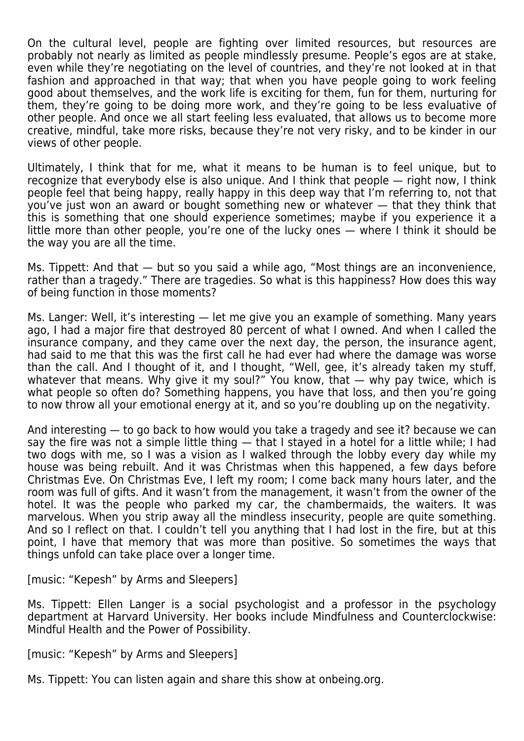On the cultural level, people are fighting over limited resources, but resources are probably not nearly as limited as people mindlessly presume. People's egos are at stake, even while they're negotiating on the level of countries, and they're not looked at in that fashion and approached in that way; that when you have people going to work feeling good about themselves, and the work life is exciting for them, fun for them, nurturing for them, they're going to be doing more work, and they're going to be less evaluative of other people. And once we all start feeling less evaluated, that allows us to become more creative, mindful, take more risks, because they're not very risky, and to be kinder in our views of other people.

Ultimately, I think that for me, what it means to be human is to feel unique, but to recognize that everybody else is also unique. And I think that people — right now, I think people feel that being happy, really happy in this deep way that I'm referring to, not that you've just won an award or bought something new or whatever — that they think that this is something that one should experience sometimes; maybe if you experience it a little more than other people, you're one of the lucky ones — where I think it should be the way you are all the time.

Ms. Tippett: And that — but so you said a while ago, "Most things are an inconvenience, rather than a tragedy." There are tragedies. So what is this happiness? How does this way of being function in those moments?

Ms. Langer: Well, it's interesting — let me give you an example of something. Many years ago, I had a major fire that destroyed 80 percent of what I owned. And when I called the insurance company, and they came over the next day, the person, the insurance agent, had said to me that this was the first call he had ever had where the damage was worse than the call. And I thought of it, and I thought, "Well, gee, it's already taken my stuff, whatever that means. Why give it my soul?" You know, that — why pay twice, which is what people so often do? Something happens, you have that loss, and then you're going to now throw all your emotional energy at it, and so you're doubling up on the negativity.

And interesting — to go back to how would you take a tragedy and see it? because we can say the fire was not a simple little thing — that I stayed in a hotel for a little while; I had two dogs with me, so I was a vision as I walked through the lobby every day while my house was being rebuilt. And it was Christmas when this happened, a few days before Christmas Eve. On Christmas Eve, I left my room; I come back many hours later, and the room was full of gifts. And it wasn't from the management, it wasn't from the owner of the hotel. It was the people who parked my car, the chambermaids, the waiters. It was marvelous. When you strip away all the mindless insecurity, people are quite something. And so I reflect on that. I couldn't tell you anything that I had lost in the fire, but at this point, I have that memory that was more than positive. So sometimes the ways that things unfold can take place over a longer time.

[music: "Kepesh" by Arms and Sleepers]

Ms. Tippett: Ellen Langer is a social psychologist and a professor in the psychology department at Harvard University. Her books include Mindfulness and Counterclockwise: Mindful Health and the Power of Possibility.

[music: "Kepesh" by Arms and Sleepers]

Ms. Tippett: You can listen again and share this show at onbeing.org.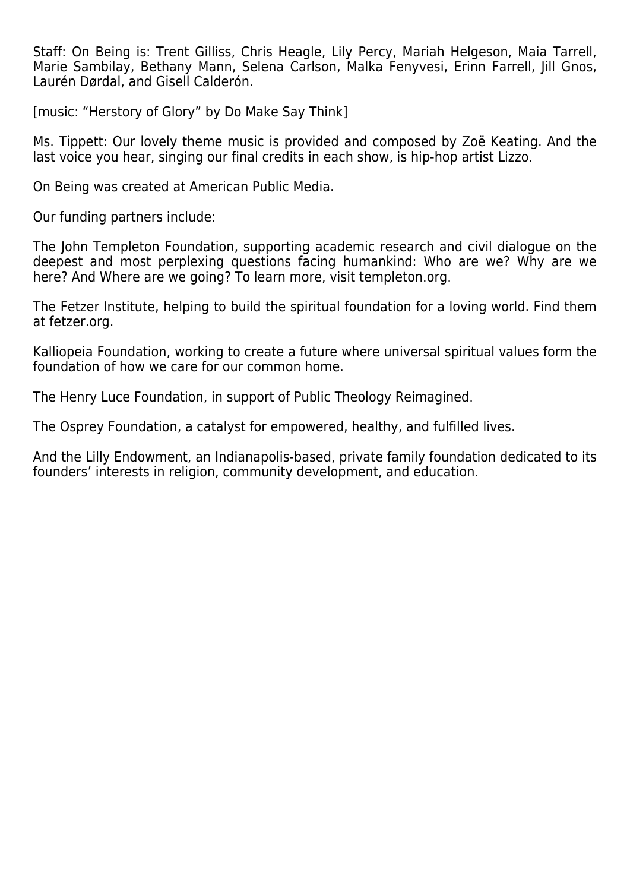Staff: On Being is: Trent Gilliss, Chris Heagle, Lily Percy, Mariah Helgeson, Maia Tarrell, Marie Sambilay, Bethany Mann, Selena Carlson, Malka Fenyvesi, Erinn Farrell, Jill Gnos, Laurén Dørdal, and Gisell Calderón.

[music: “Herstory of Glory” by Do Make Say Think]

Ms. Tippett: Our lovely theme music is provided and composed by Zoë Keating. And the last voice you hear, singing our final credits in each show, is hip-hop artist Lizzo.

On Being was created at American Public Media.

Our funding partners include:

The John Templeton Foundation, supporting academic research and civil dialogue on the deepest and most perplexing questions facing humankind: Who are we? Why are we here? And Where are we going? To learn more, visit templeton.org.

The Fetzer Institute, helping to build the spiritual foundation for a loving world. Find them at fetzer.org.

Kalliopeia Foundation, working to create a future where universal spiritual values form the foundation of how we care for our common home.

The Henry Luce Foundation, in support of Public Theology Reimagined.

The Osprey Foundation, a catalyst for empowered, healthy, and fulfilled lives.

And the Lilly Endowment, an Indianapolis-based, private family foundation dedicated to its founders’ interests in religion, community development, and education.